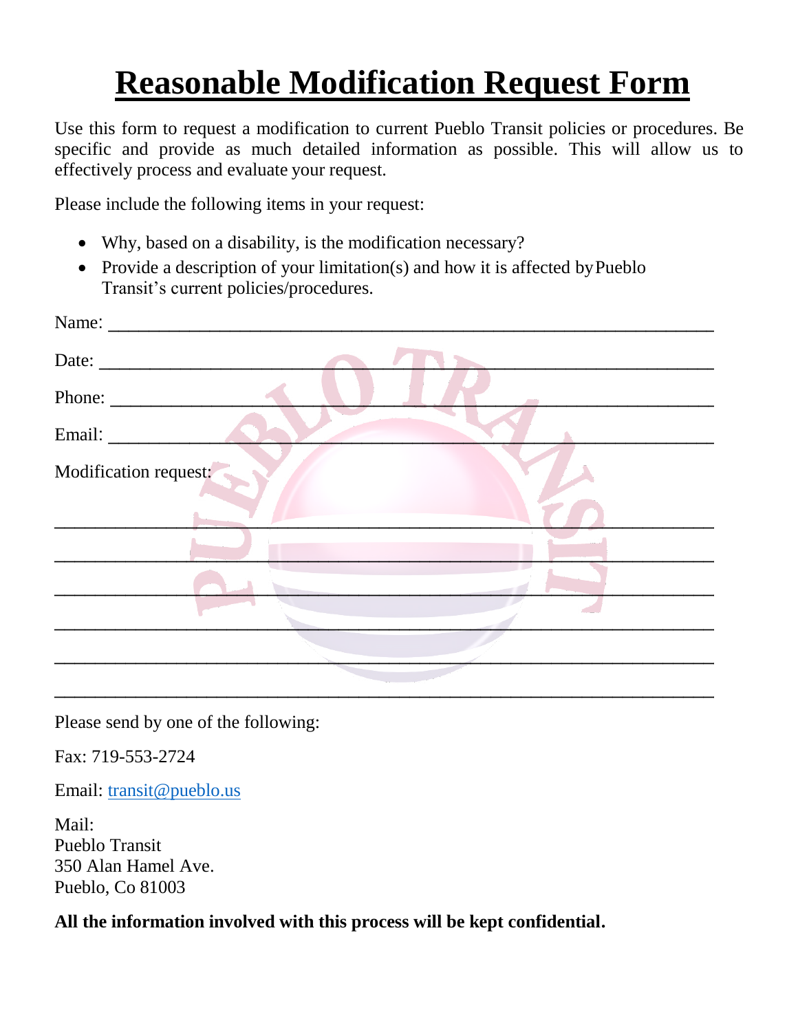# Reasonable Modification Request Form

Use this form to request a modification to current Pueblo Transit policies or procedures. Be specific and provide as much detailed information as possible. This will allow us to effectively process and evaluate your request.

Please include the following items in your request:

- Why, based on a disability, is the modification necessary?
- Provide a description of your limitation(s) and how it is affected by Pueblo Transit's current policies/procedures.

Name: ____________________________________________________________

Date: ____________________________________________________________

Phone: ___________________________________________________________

Email: ____________________________________________________________

Modification request:

______________________________________________________________________

______________________________________________________________________

______________________________________________________________________

______________________________________________________________________

______________________________________________________________________

______________________________________________________________________

Please send by one of the following:

Fax: 719-553-2724

Email: transit@pueblo.us

Mail:
Pueblo Transit
350 Alan Hamel Ave.
Pueblo, Co 81003

**All the information involved with this process will be kept confidential.**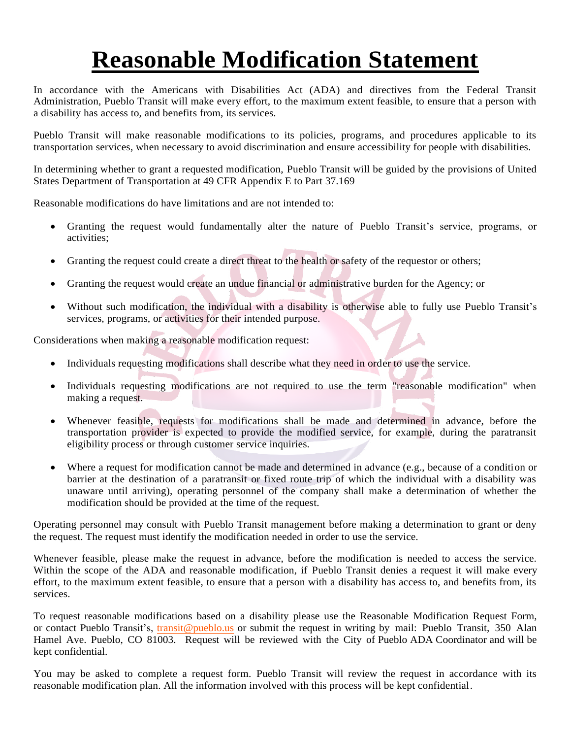# Reasonable Modification Statement

In accordance with the Americans with Disabilities Act (ADA) and directives from the Federal Transit Administration, Pueblo Transit will make every effort, to the maximum extent feasible, to ensure that a person with a disability has access to, and benefits from, its services.

Pueblo Transit will make reasonable modifications to its policies, programs, and procedures applicable to its transportation services, when necessary to avoid discrimination and ensure accessibility for people with disabilities.

In determining whether to grant a requested modification, Pueblo Transit will be guided by the provisions of United States Department of Transportation at 49 CFR Appendix E to Part 37.169

Reasonable modifications do have limitations and are not intended to:

- Granting the request would fundamentally alter the nature of Pueblo Transit's service, programs, or activities;
- Granting the request could create a direct threat to the health or safety of the requestor or others;
- Granting the request would create an undue financial or administrative burden for the Agency; or
- Without such modification, the individual with a disability is otherwise able to fully use Pueblo Transit's services, programs, or activities for their intended purpose.

Considerations when making a reasonable modification request:

- Individuals requesting modifications shall describe what they need in order to use the service.
- Individuals requesting modifications are not required to use the term "reasonable modification" when making a request.
- Whenever feasible, requests for modifications shall be made and determined in advance, before the transportation provider is expected to provide the modified service, for example, during the paratransit eligibility process or through customer service inquiries.
- Where a request for modification cannot be made and determined in advance (e.g., because of a condition or barrier at the destination of a paratransit or fixed route trip of which the individual with a disability was unaware until arriving), operating personnel of the company shall make a determination of whether the modification should be provided at the time of the request.

Operating personnel may consult with Pueblo Transit management before making a determination to grant or deny the request. The request must identify the modification needed in order to use the service.

Whenever feasible, please make the request in advance, before the modification is needed to access the service. Within the scope of the ADA and reasonable modification, if Pueblo Transit denies a request it will make every effort, to the maximum extent feasible, to ensure that a person with a disability has access to, and benefits from, its services.

To request reasonable modifications based on a disability please use the Reasonable Modification Request Form, or contact Pueblo Transit's, transit@pueblo.us or submit the request in writing by mail: Pueblo Transit, 350 Alan Hamel Ave. Pueblo, CO 81003. Request will be reviewed with the City of Pueblo ADA Coordinator and will be kept confidential.

You may be asked to complete a request form. Pueblo Transit will review the request in accordance with its reasonable modification plan. All the information involved with this process will be kept confidential.